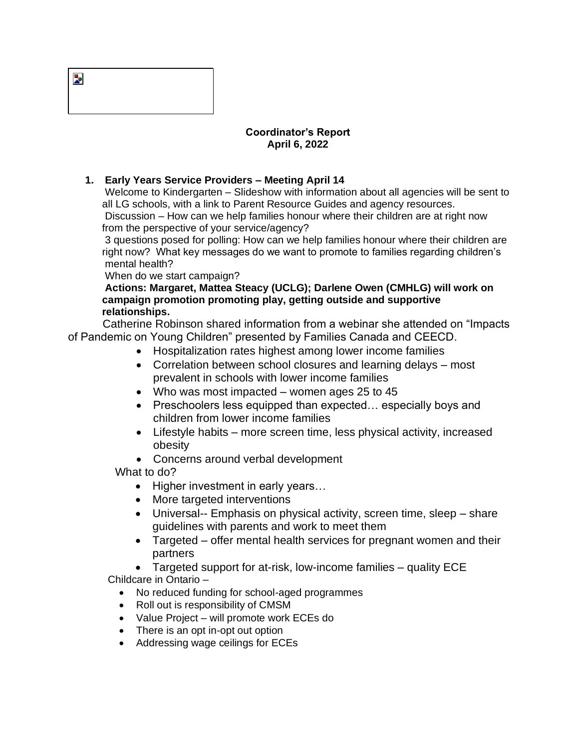**Coordinator's Report**
**April 6, 2022**

1. **Early Years Service Providers – Meeting April 14**

   Welcome to Kindergarten – Slideshow with information about all agencies will be sent to all LG schools, with a link to Parent Resource Guides and agency resources.

   Discussion – How can we help families honour where their children are at right now from the perspective of your service/agency?

   3 questions posed for polling: How can we help families honour where their children are right now? What key messages do we want to promote to families regarding children's mental health?

   When do we start campaign?

   **Actions: Margaret, Mattea Steacy (UCLG); Darlene Owen (CMHLG) will work on campaign promotion promoting play, getting outside and supportive relationships.**

Catherine Robinson shared information from a webinar she attended on "Impacts of Pandemic on Young Children" presented by Families Canada and CEECD.

- Hospitalization rates highest among lower income families
- Correlation between school closures and learning delays – most prevalent in schools with lower income families
- Who was most impacted – women ages 25 to 45
- Preschoolers less equipped than expected… especially boys and children from lower income families
- Lifestyle habits – more screen time, less physical activity, increased obesity
- Concerns around verbal development

What to do?

- Higher investment in early years…
- More targeted interventions
- Universal-- Emphasis on physical activity, screen time, sleep – share guidelines with parents and work to meet them
- Targeted – offer mental health services for pregnant women and their partners
- Targeted support for at-risk, low-income families – quality ECE

Childcare in Ontario –

- No reduced funding for school-aged programmes
- Roll out is responsibility of CMSM
- Value Project – will promote work ECEs do
- There is an opt in-opt out option
- Addressing wage ceilings for ECEs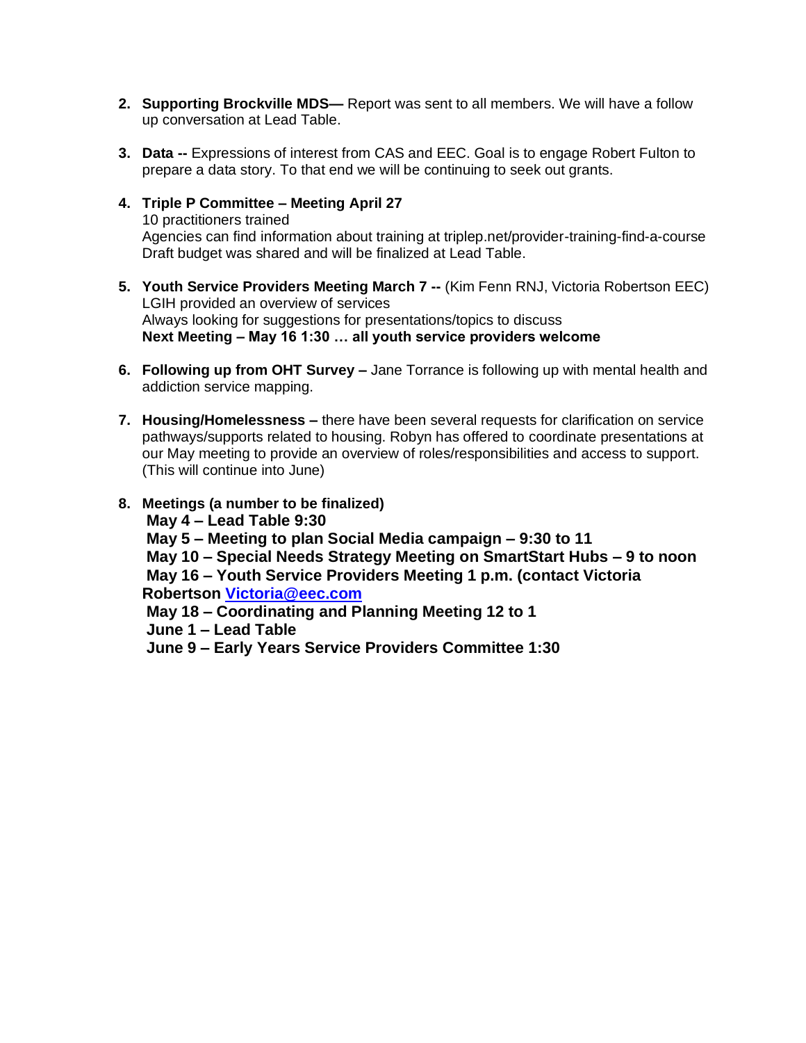2. **Supporting Brockville MDS—** Report was sent to all members. We will have a follow up conversation at Lead Table.

3. **Data --** Expressions of interest from CAS and EEC. Goal is to engage Robert Fulton to prepare a data story. To that end we will be continuing to seek out grants.

4. **Triple P Committee – Meeting April 27**
   10 practitioners trained
   Agencies can find information about training at triplep.net/provider-training-find-a-course
   Draft budget was shared and will be finalized at Lead Table.

5. **Youth Service Providers Meeting March 7 --** (Kim Fenn RNJ, Victoria Robertson EEC)
   LGIH provided an overview of services
   Always looking for suggestions for presentations/topics to discuss
   **Next Meeting – May 16 1:30 … all youth service providers welcome**

6. **Following up from OHT Survey –** Jane Torrance is following up with mental health and addiction service mapping.

7. **Housing/Homelessness –** there have been several requests for clarification on service pathways/supports related to housing. Robyn has offered to coordinate presentations at our May meeting to provide an overview of roles/responsibilities and access to support. (This will continue into June)

8. **Meetings (a number to be finalized)**
   **May 4 – Lead Table 9:30**
   **May 5 – Meeting to plan Social Media campaign – 9:30 to 11**
   **May 10 – Special Needs Strategy Meeting on SmartStart Hubs – 9 to noon**
   **May 16 – Youth Service Providers Meeting 1 p.m. (contact Victoria Robertson [Victoria@eec.com](mailto:Victoria@eec.com)**
   **May 18 – Coordinating and Planning Meeting 12 to 1**
   **June 1 – Lead Table**
   **June 9 – Early Years Service Providers Committee 1:30**